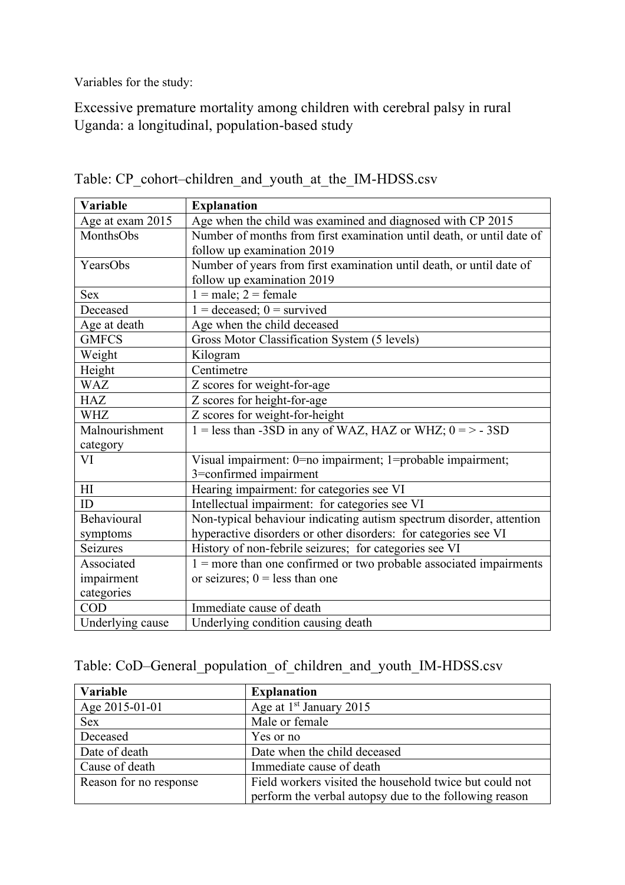Variables for the study:

# Excessive premature mortality among children with cerebral palsy in rural Uganda: a longitudinal, population-based study

## Table: CP_cohort–children_and_youth_at_the_IM-HDSS.csv

| Variable | Explanation |
|---|---|
| Age at exam 2015 | Age when the child was examined and diagnosed with CP 2015 |
| MonthsObs | Number of months from first examination until death, or until date of follow up examination 2019 |
| YearsObs | Number of years from first examination until death, or until date of follow up examination 2019 |
| Sex | 1 = male; 2 = female |
| Deceased | 1 = deceased; 0 = survived |
| Age at death | Age when the child deceased |
| GMFCS | Gross Motor Classification System (5 levels) |
| Weight | Kilogram |
| Height | Centimetre |
| WAZ | Z scores for weight-for-age |
| HAZ | Z scores for height-for-age |
| WHZ | Z scores for weight-for-height |
| Malnourishment category | 1 = less than -3SD in any of WAZ, HAZ or WHZ; 0 = > - 3SD |
| VI | Visual impairment: 0=no impairment; 1=probable impairment; 3=confirmed impairment |
| HI | Hearing impairment: for categories see VI |
| ID | Intellectual impairment: for categories see VI |
| Behavioural symptoms | Non-typical behaviour indicating autism spectrum disorder, attention hyperactive disorders or other disorders: for categories see VI |
| Seizures | History of non-febrile seizures; for categories see VI |
| Associated impairment categories | 1 = more than one confirmed or two probable associated impairments or seizures; 0 = less than one |
| COD | Immediate cause of death |
| Underlying cause | Underlying condition causing death |

## Table: CoD–General_population_of_children_and_youth_IM-HDSS.csv

| Variable | Explanation |
|---|---|
| Age 2015-01-01 | Age at 1st January 2015 |
| Sex | Male or female |
| Deceased | Yes or no |
| Date of death | Date when the child deceased |
| Cause of death | Immediate cause of death |
| Reason for no response | Field workers visited the household twice but could not perform the verbal autopsy due to the following reason |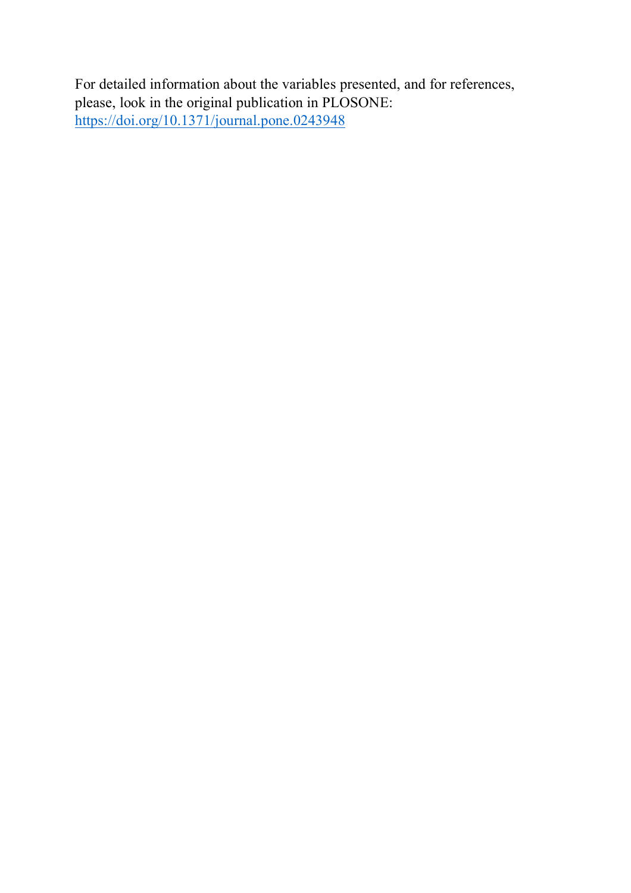For detailed information about the variables presented, and for references, please, look in the original publication in PLOSONE: https://doi.org/10.1371/journal.pone.0243948